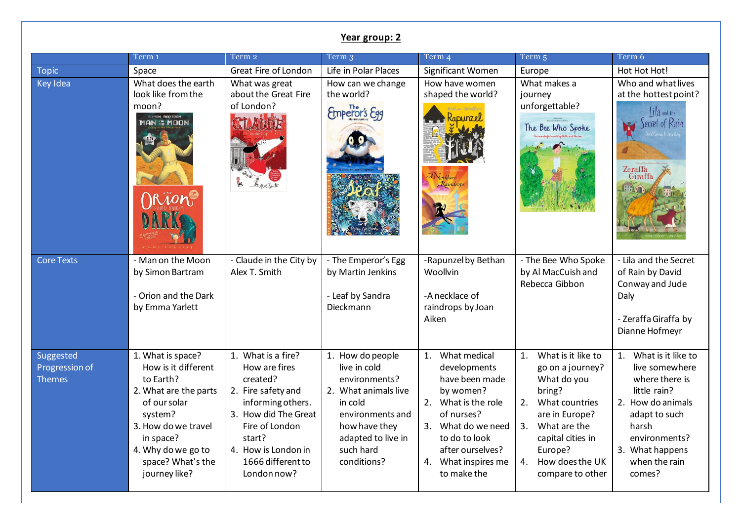# Year group: 2

| | Term 1 | Term 2 | Term 3 | Term 4 | Term 5 | Term 6 |
|---|---|---|---|---|---|---|
| Topic | Space | Great Fire of London | Life in Polar Places | Significant Women | Europe | Hot Hot Hot! |
| Key Idea | What does the earth look like from the moon? | What was great about the Great Fire of London? | How can we change the world? | How have women shaped the world? | What makes a journey unforgettable? | Who and what lives at the hottest point? |
| Core Texts | - Man on the Moon by Simon Bartram<br><br>- Orion and the Dark by Emma Yarlett | - Claude in the City by Alex T. Smith | - The Emperor's Egg by Martin Jenkins<br><br>- Leaf by Sandra Dieckmann | -Rapunzel by Bethan Woollvin<br><br>-A necklace of raindrops by Joan Aiken | - The Bee Who Spoke by Al MacCuish and Rebecca Gibbon | - Lila and the Secret of Rain by David Conway and Jude Daly<br><br>- Zeraffa Giraffa by Dianne Hofmeyr |
| Suggested Progression of Themes | 1. What is space? How is it different to Earth?<br>2. What are the parts of our solar system?<br>3. How do we travel in space?<br>4. Why do we go to space? What's the journey like? | 1. What is a fire? How are fires created?<br>2. Fire safety and informing others.<br>3. How did The Great Fire of London start?<br>4. How is London in 1666 different to London now? | 1. How do people live in cold environments?<br>2. What animals live in cold environments and how have they adapted to live in such hard conditions? | 1. What medical developments have been made by women?<br>2. What is the role of nurses?<br>3. What do we need to do to look after ourselves?<br>4. What inspires me to make the | 1. What is it like to go on a journey? What do you bring?<br>2. What countries are in Europe?<br>3. What are the capital cities in Europe?<br>4. How does the UK compare to other | 1. What is it like to live somewhere where there is little rain?<br>2. How do animals adapt to such harsh environments?<br>3. What happens when the rain comes? |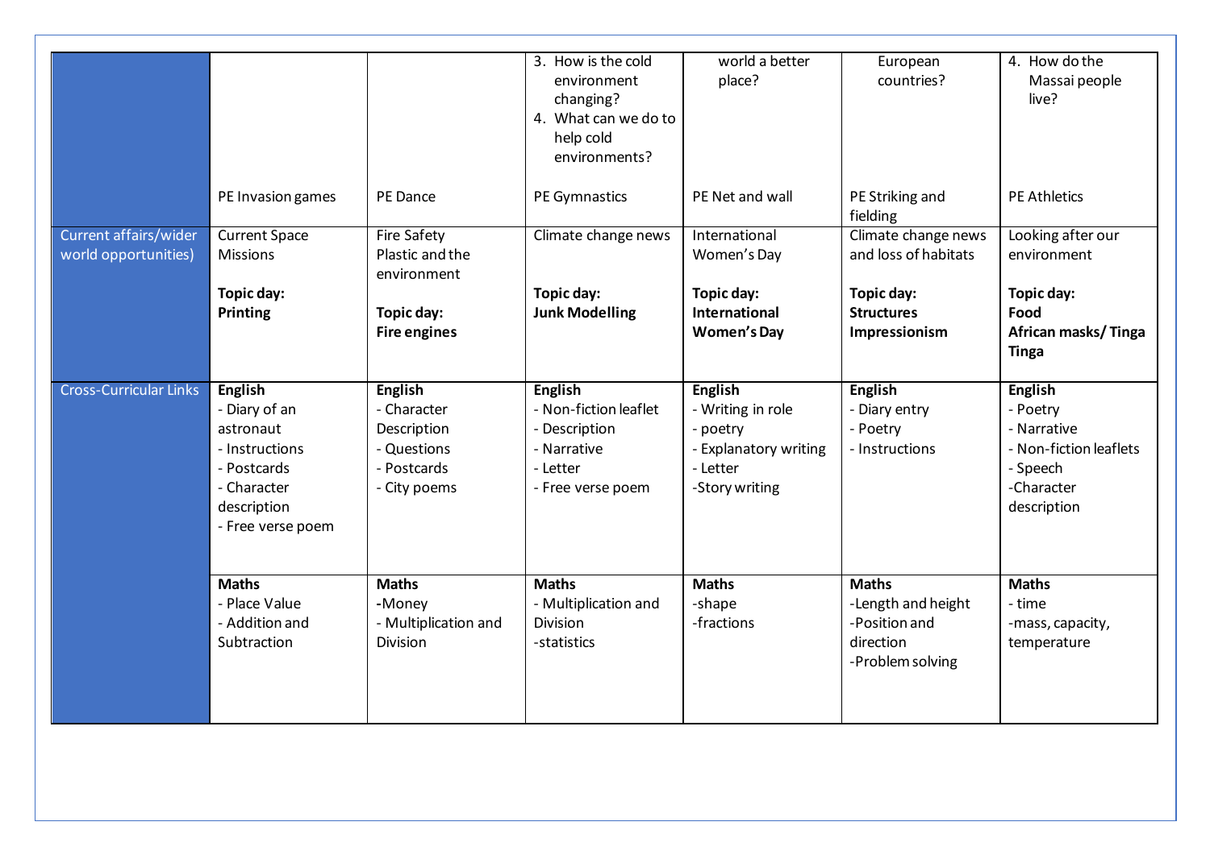|  |  |  |  |  |  |  |
|---|---|---|---|---|---|---|
|  |  |  | 3. How is the cold environment changing?<br>4. What can we do to help cold environments? | world a better place? | European countries? | 4. How do the Massai people live? |
|  | PE Invasion games | PE Dance | PE Gymnastics | PE Net and wall | PE Striking and fielding | PE Athletics |
| Current affairs/wider world opportunities) | Current Space Missions<br><br>**Topic day: Printing** | Fire Safety<br>Plastic and the environment<br><br>**Topic day: Fire engines** | Climate change news<br><br>**Topic day: Junk Modelling** | International Women's Day<br><br>**Topic day: International Women's Day** | Climate change news and loss of habitats<br><br>**Topic day: Structures Impressionism** | Looking after our environment<br><br>**Topic day: Food African masks/ Tinga Tinga** |
| Cross-Curricular Links | **English**<br>- Diary of an astronaut<br>- Instructions<br>- Postcards<br>- Character description<br>- Free verse poem | **English**<br>- Character Description<br>- Questions<br>- Postcards<br>- City poems | **English**<br>- Non-fiction leaflet<br>- Description<br>- Narrative<br>- Letter<br>- Free verse poem | **English**<br>- Writing in role<br>- poetry<br>- Explanatory writing<br>- Letter<br>-Story writing | **English**<br>- Diary entry<br>- Poetry<br>- Instructions | **English**<br>- Poetry<br>- Narrative<br>- Non-fiction leaflets<br>- Speech<br>-Character description |
|  | **Maths**<br>- Place Value<br>- Addition and Subtraction | **Maths**<br>-Money<br>- Multiplication and Division | **Maths**<br>- Multiplication and Division<br>-statistics | **Maths**<br>-shape<br>-fractions | **Maths**<br>-Length and height<br>-Position and direction<br>-Problem solving | **Maths**<br>- time<br>-mass, capacity, temperature |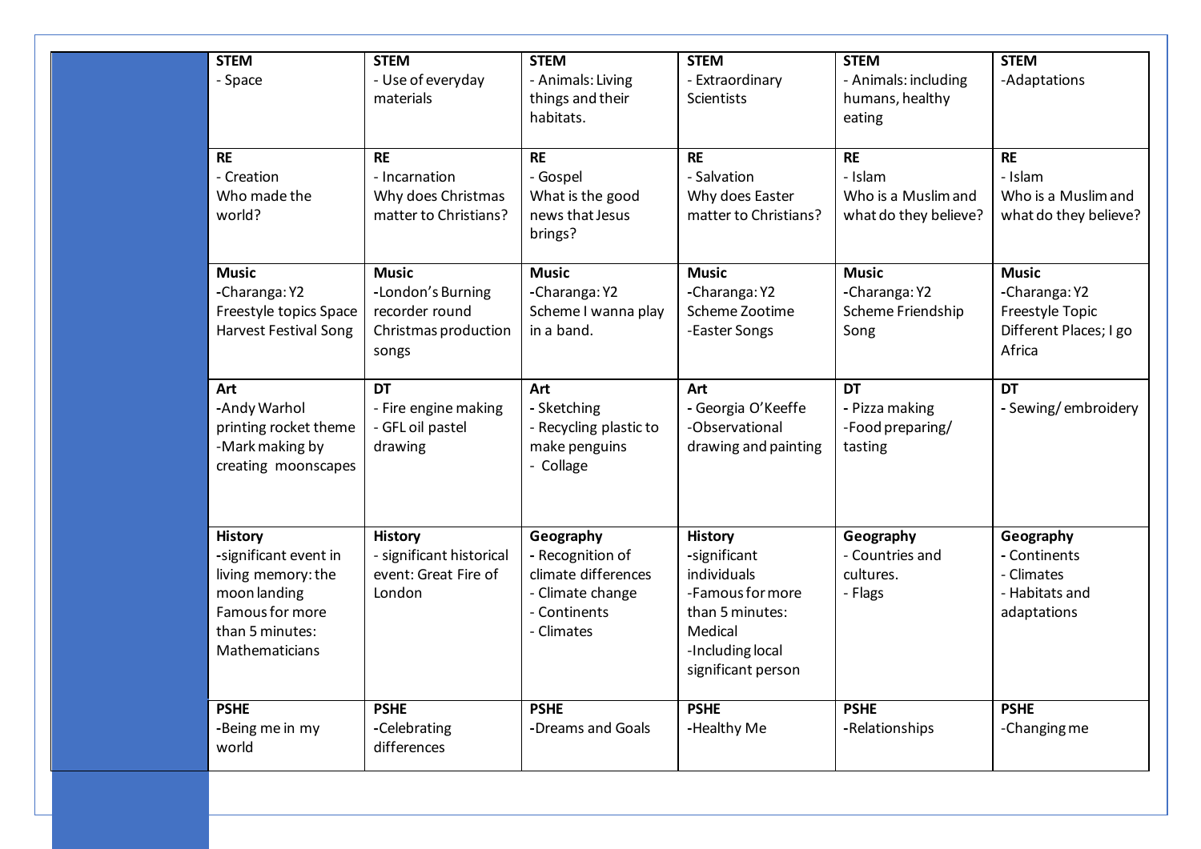| | | | | | |
|---|---|---|---|---|---|
| **STEM**<br>- Space | **STEM**<br>- Use of everyday materials | **STEM**<br>- Animals: Living things and their habitats. | **STEM**<br>- Extraordinary Scientists | **STEM**<br>- Animals: including humans, healthy eating | **STEM**<br>-Adaptations |
| **RE**<br>- Creation<br>Who made the world? | **RE**<br>- Incarnation<br>Why does Christmas matter to Christians? | **RE**<br>- Gospel<br>What is the good news that Jesus brings? | **RE**<br>- Salvation<br>Why does Easter matter to Christians? | **RE**<br>- Islam<br>Who is a Muslim and what do they believe? | **RE**<br>- Islam<br>Who is a Muslim and what do they believe? |
| **Music**<br>-Charanga: Y2 Freestyle topics Space Harvest Festival Song | **Music**<br>-London's Burning recorder round Christmas production songs | **Music**<br>-Charanga: Y2 Scheme I wanna play in a band. | **Music**<br>-Charanga: Y2 Scheme Zootime<br>-Easter Songs | **Music**<br>-Charanga: Y2 Scheme Friendship Song | **Music**<br>-Charanga: Y2 Freestyle Topic Different Places; I go Africa |
| **Art**<br>-Andy Warhol printing rocket theme<br>-Mark making by creating moonscapes | **DT**<br>- Fire engine making<br>- GFL oil pastel drawing | **Art**<br>- Sketching<br>- Recycling plastic to make penguins<br>- Collage | **Art**<br>- Georgia O'Keeffe<br>-Observational drawing and painting | **DT**<br>- Pizza making<br>-Food preparing/ tasting | **DT**<br>- Sewing/ embroidery |
| **History**<br>-significant event in living memory: the moon landing<br>Famous for more than 5 minutes: Mathematicians | **History**<br>- significant historical event: Great Fire of London | **Geography**<br>- Recognition of climate differences<br>- Climate change<br>- Continents<br>- Climates | **History**<br>-significant individuals<br>-Famous for more than 5 minutes: Medical<br>-Including local significant person | **Geography**<br>- Countries and cultures.<br>- Flags | **Geography**<br>- Continents<br>- Climates<br>- Habitats and adaptations |
| **PSHE**<br>-Being me in my world | **PSHE**<br>-Celebrating differences | **PSHE**<br>-Dreams and Goals | **PSHE**<br>-Healthy Me | **PSHE**<br>-Relationships | **PSHE**<br>-Changing me |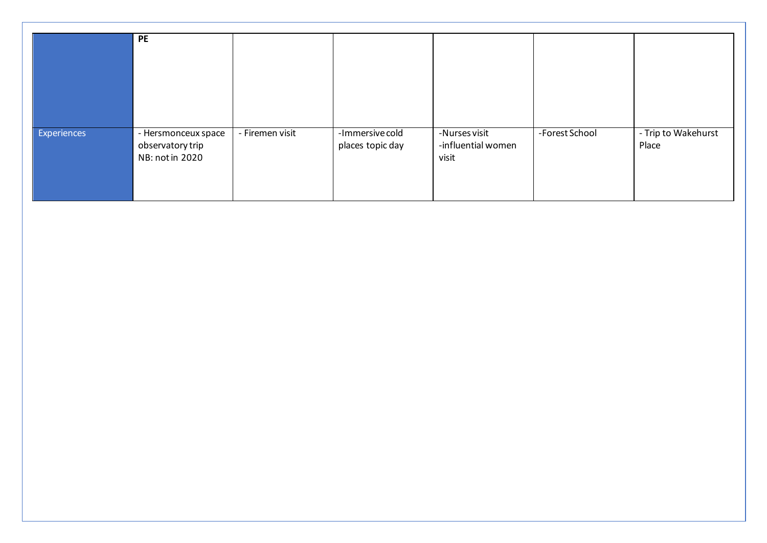|  | PE |  |  |  |  |  |
| --- | --- | --- | --- | --- | --- | --- |
| Experiences | - Hersmonceux space observatory trip<br>NB: not in 2020 | - Firemen visit | -Immersive cold places topic day | -Nurses visit<br>-influential women visit | -Forest School | - Trip to Wakehurst Place |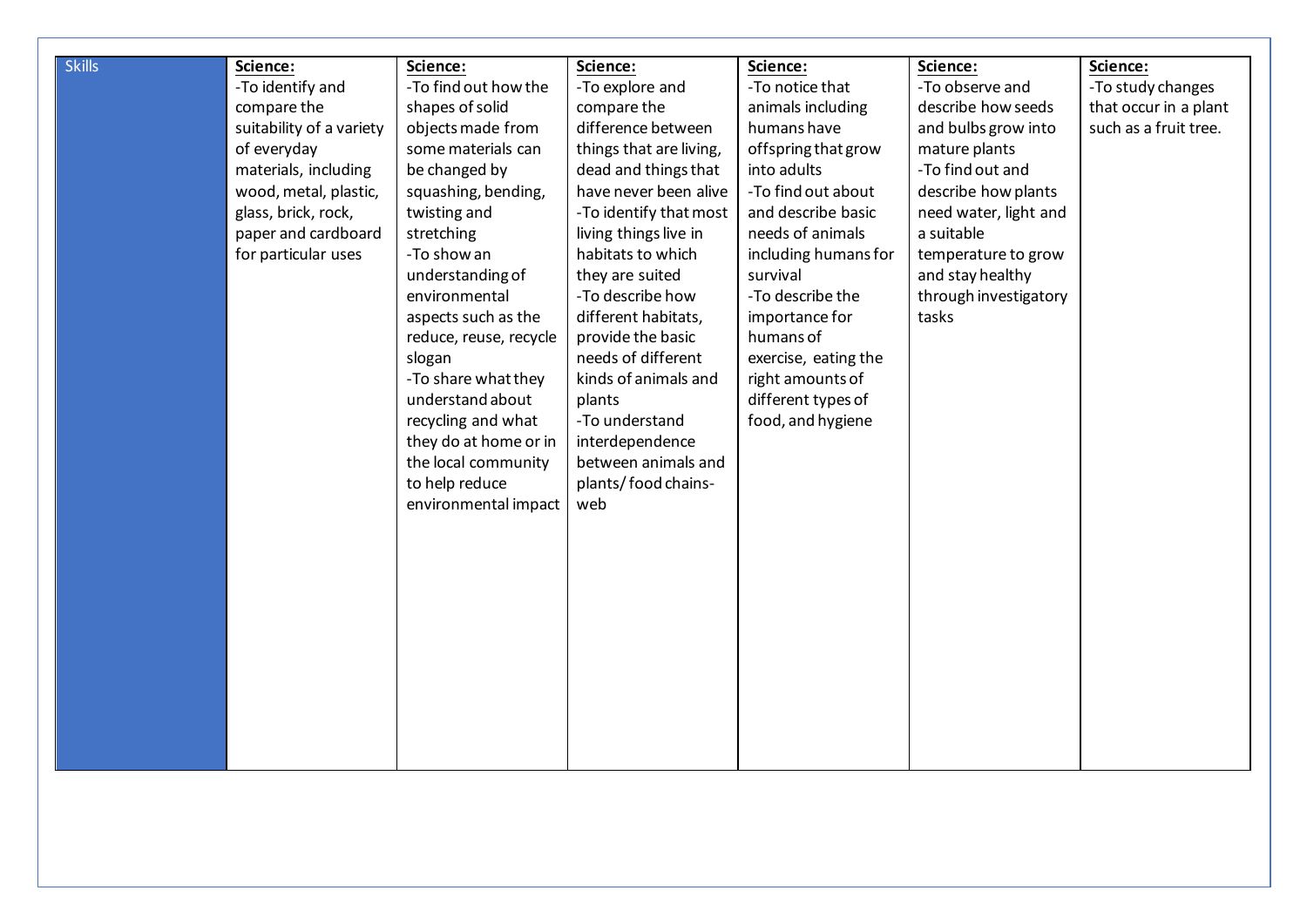| Skills | **Science:**<br>-To identify and compare the suitability of a variety of everyday materials, including wood, metal, plastic, glass, brick, rock, paper and cardboard for particular uses | **Science:**<br>-To find out how the shapes of solid objects made from some materials can be changed by squashing, bending, twisting and stretching<br>-To show an understanding of environmental aspects such as the reduce, reuse, recycle slogan<br>-To share what they understand about recycling and what they do at home or in the local community to help reduce environmental impact | **Science:**<br>-To explore and compare the difference between things that are living, dead and things that have never been alive<br>-To identify that most living things live in habitats to which they are suited<br>-To describe how different habitats, provide the basic needs of different kinds of animals and plants<br>-To understand interdependence between animals and plants/ food chains-web | **Science:**<br>-To notice that animals including humans have offspring that grow into adults<br>-To find out about and describe basic needs of animals including humans for survival<br>-To describe the importance for humans of exercise, eating the right amounts of different types of food, and hygiene | **Science:**<br>-To observe and describe how seeds and bulbs grow into mature plants<br>-To find out and describe how plants need water, light and a suitable temperature to grow and stay healthy through investigatory tasks | **Science:**<br>-To study changes that occur in a plant such as a fruit tree. |
|---|---|---|---|---|---|---|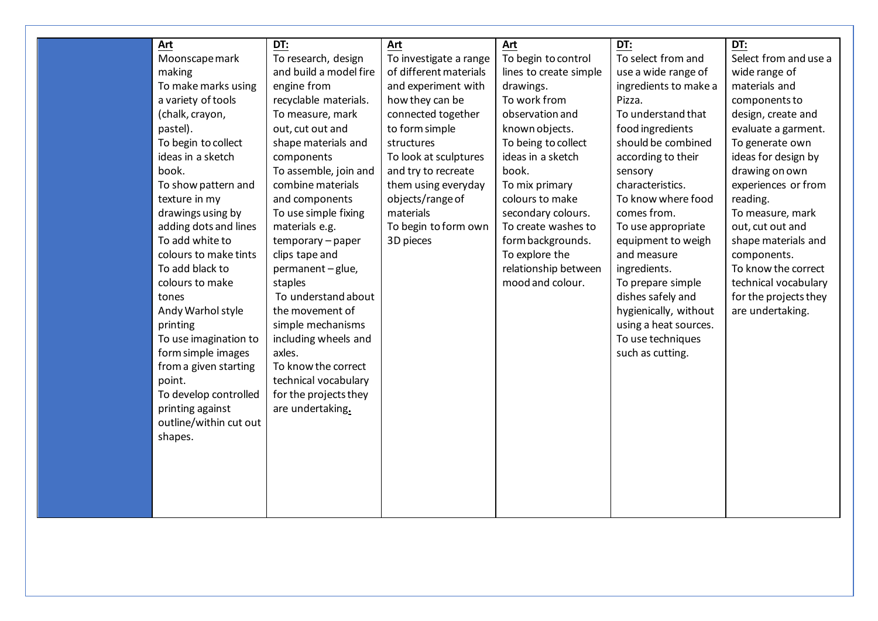| | Art | DT: | Art | Art | DT: | DT: |
|---|---|---|---|---|---|---|
| | Moonscape mark making<br>To make marks using a variety of tools (chalk, crayon, pastel).<br>To begin to collect ideas in a sketch book.<br>To show pattern and texture in my drawings using by adding dots and lines<br>To add white to colours to make tints<br>To add black to colours to make tones<br>Andy Warhol style printing<br>To use imagination to form simple images from a given starting point.<br>To develop controlled printing against outline/within cut out shapes. | To research, design and build a model fire engine from recyclable materials.<br>To measure, mark out, cut out and shape materials and components<br>To assemble, join and combine materials and components<br>To use simple fixing materials e.g. temporary – paper clips tape and permanent – glue, staples<br>To understand about the movement of simple mechanisms including wheels and axles.<br>To know the correct technical vocabulary for the projects they are undertaking. | To investigate a range of different materials and experiment with how they can be connected together to form simple structures<br>To look at sculptures and try to recreate them using everyday objects/range of materials<br>To begin to form own 3D pieces | To begin to control lines to create simple drawings.<br>To work from observation and known objects.<br>To being to collect ideas in a sketch book.<br>To mix primary colours to make secondary colours.<br>To create washes to form backgrounds.<br>To explore the relationship between mood and colour. | To select from and use a wide range of ingredients to make a Pizza.<br>To understand that food ingredients should be combined according to their sensory characteristics.<br>To know where food comes from.<br>To use appropriate equipment to weigh and measure ingredients.<br>To prepare simple dishes safely and hygienically, without using a heat sources.<br>To use techniques such as cutting. | Select from and use a wide range of materials and components to design, create and evaluate a garment.<br>To generate own ideas for design by drawing on own experiences or from reading.<br>To measure, mark out, cut out and shape materials and components.<br>To know the correct technical vocabulary for the projects they are undertaking. |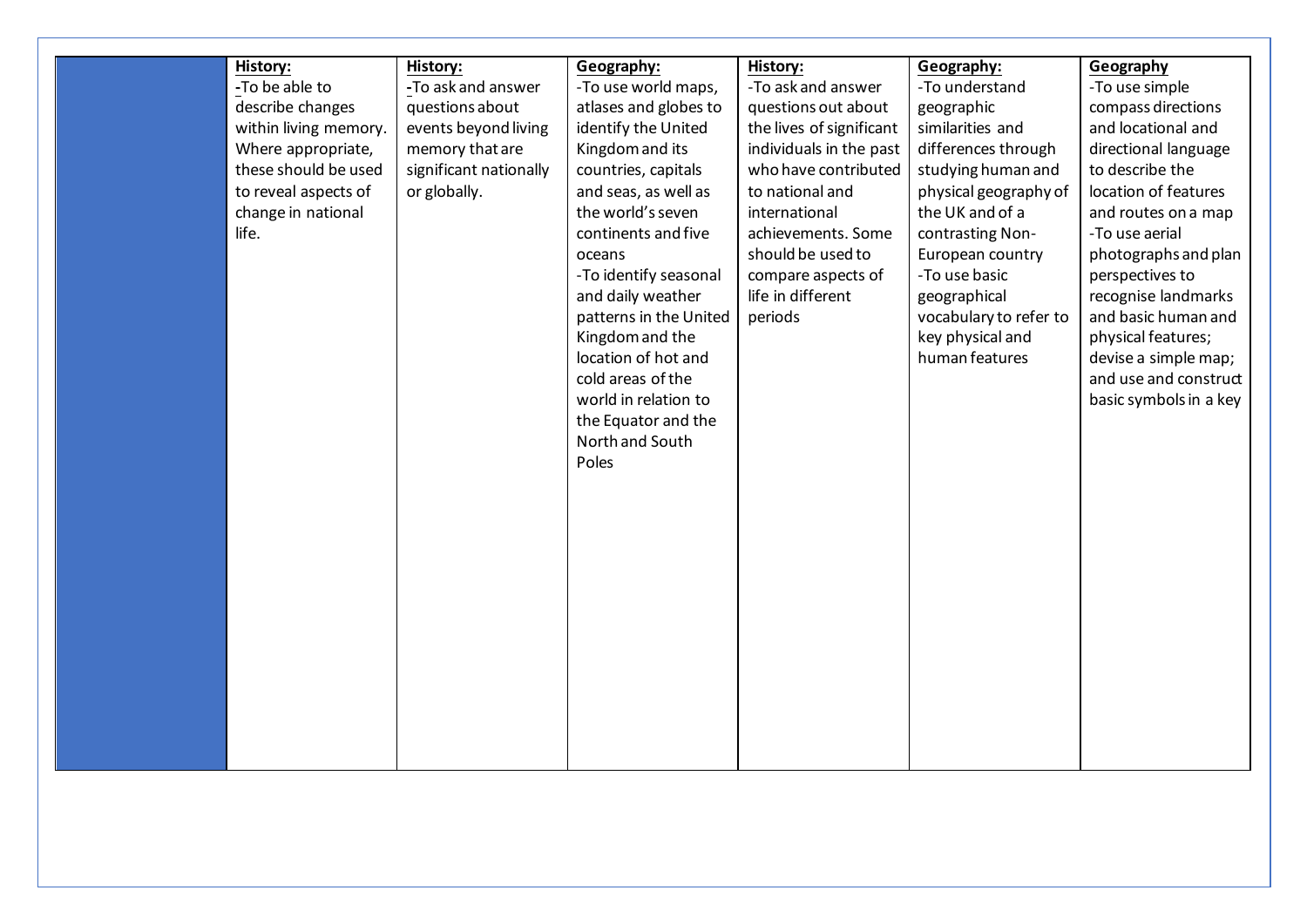| | History: | History: | Geography: | History: | Geography: | Geography |
|---|---|---|---|---|---|---|
| | -To be able to describe changes within living memory. Where appropriate, these should be used to reveal aspects of change in national life. | -To ask and answer questions about events beyond living memory that are significant nationally or globally. | -To use world maps, atlases and globes to identify the United Kingdom and its countries, capitals and seas, as well as the world's seven continents and five oceans<br>-To identify seasonal and daily weather patterns in the United Kingdom and the location of hot and cold areas of the world in relation to the Equator and the North and South Poles | -To ask and answer questions out about the lives of significant individuals in the past who have contributed to national and international achievements. Some should be used to compare aspects of life in different periods | -To understand geographic similarities and differences through studying human and physical geography of the UK and of a contrasting Non-European country<br>-To use basic geographical vocabulary to refer to key physical and human features | -To use simple compass directions and locational and directional language to describe the location of features and routes on a map<br>-To use aerial photographs and plan perspectives to recognise landmarks and basic human and physical features; devise a simple map; and use and construct basic symbols in a key |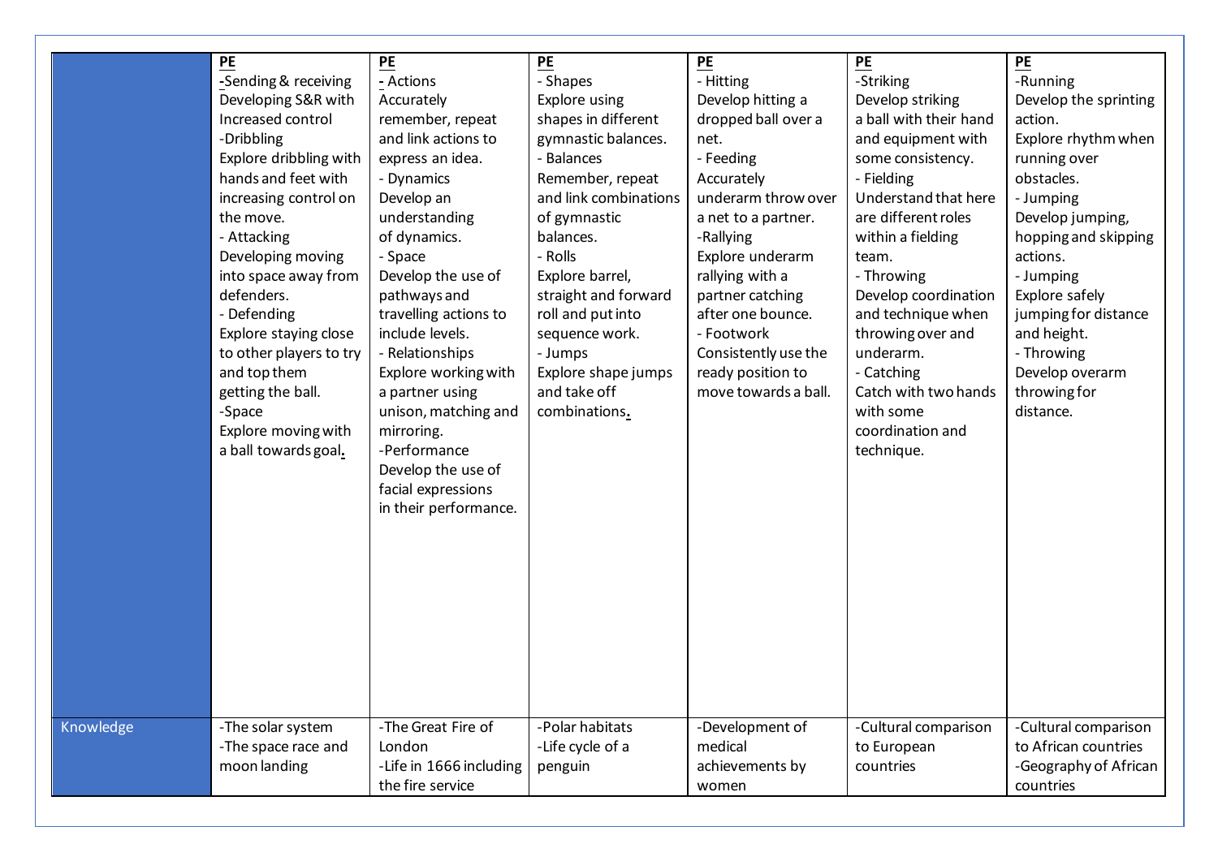| | PE | PE | PE | PE | PE | PE |
|---|---|---|---|---|---|---|
| | -Sending & receiving<br>Developing S&R with Increased control<br>-Dribbling<br>Explore dribbling with hands and feet with increasing control on the move.<br>- Attacking<br>Developing moving into space away from defenders.<br>- Defending<br>Explore staying close to other players to try and top them getting the ball.<br>-Space<br>Explore moving with a ball towards goal. | - Actions<br>Accurately remember, repeat and link actions to express an idea.<br>- Dynamics<br>Develop an understanding of dynamics.<br>- Space<br>Develop the use of pathways and travelling actions to include levels.<br>- Relationships<br>Explore working with a partner using unison, matching and mirroring.<br>-Performance<br>Develop the use of facial expressions in their performance. | - Shapes<br>Explore using shapes in different gymnastic balances.<br>- Balances<br>Remember, repeat and link combinations of gymnastic balances.<br>- Rolls<br>Explore barrel, straight and forward roll and put into sequence work.<br>- Jumps<br>Explore shape jumps and take off combinations. | - Hitting<br>Develop hitting a dropped ball over a net.<br>- Feeding<br>Accurately underarm throw over a net to a partner.<br>-Rallying<br>Explore underarm rallying with a partner catching after one bounce.<br>- Footwork<br>Consistently use the ready position to move towards a ball. | -Striking<br>Develop striking a ball with their hand and equipment with some consistency.<br>- Fielding<br>Understand that here are different roles within a fielding team.<br>- Throwing<br>Develop coordination and technique when throwing over and underarm.<br>- Catching<br>Catch with two hands with some coordination and technique. | -Running<br>Develop the sprinting action.<br>Explore rhythm when running over obstacles.<br>- Jumping<br>Develop jumping, hopping and skipping actions.<br>- Jumping<br>Explore safely jumping for distance and height.<br>- Throwing<br>Develop overarm throwing for distance. |
| Knowledge | -The solar system<br>-The space race and moon landing | -The Great Fire of London<br>-Life in 1666 including the fire service | -Polar habitats<br>-Life cycle of a penguin | -Development of medical achievements by women | -Cultural comparison to European countries | -Cultural comparison to African countries<br>-Geography of African countries |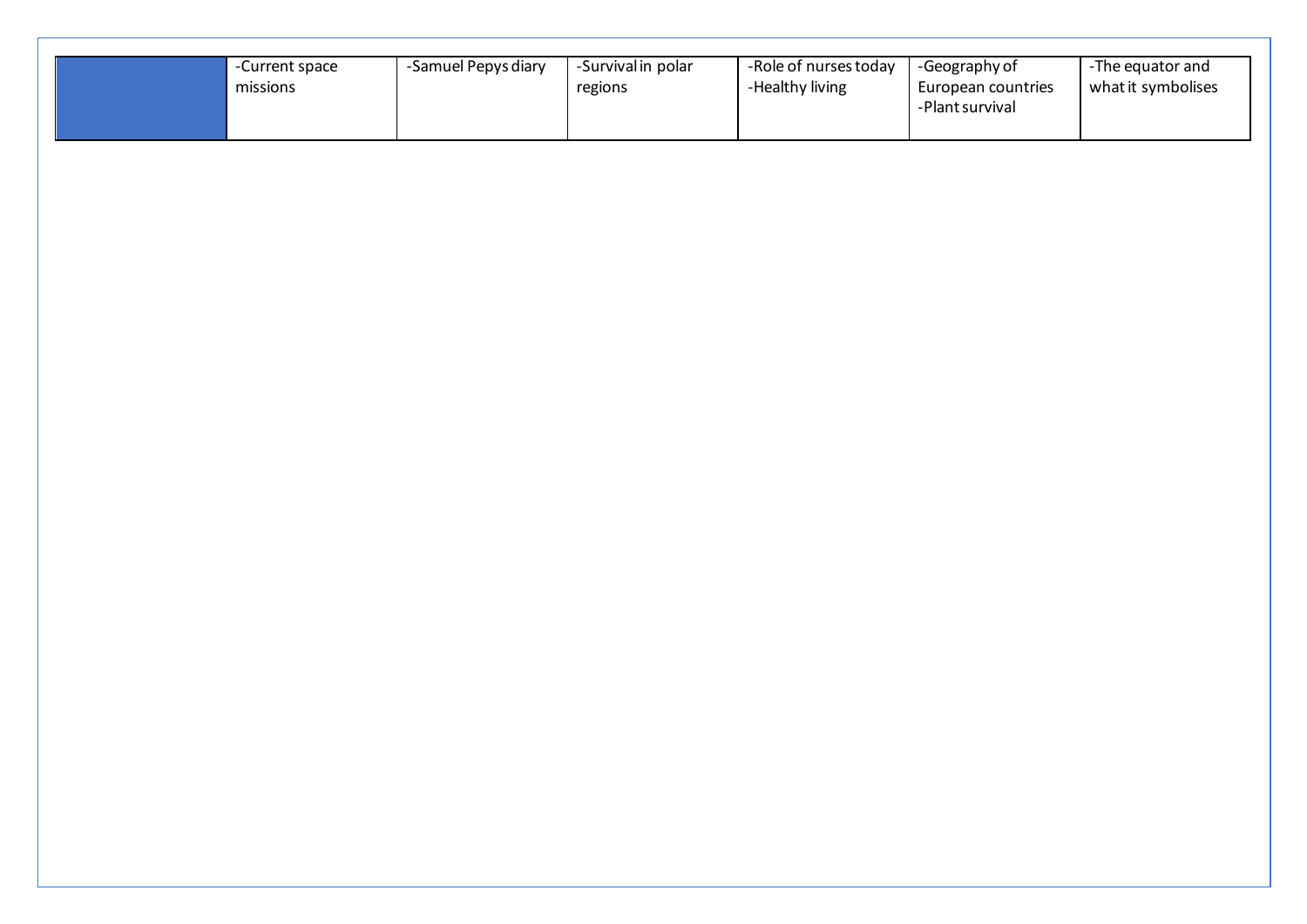| | | | | | | |
|---|---|---|---|---|---|---|
| | -Current space missions | -Samuel Pepys diary | -Survival in polar regions | -Role of nurses today<br>-Healthy living | -Geography of European countries<br>-Plant survival | -The equator and what it symbolises |